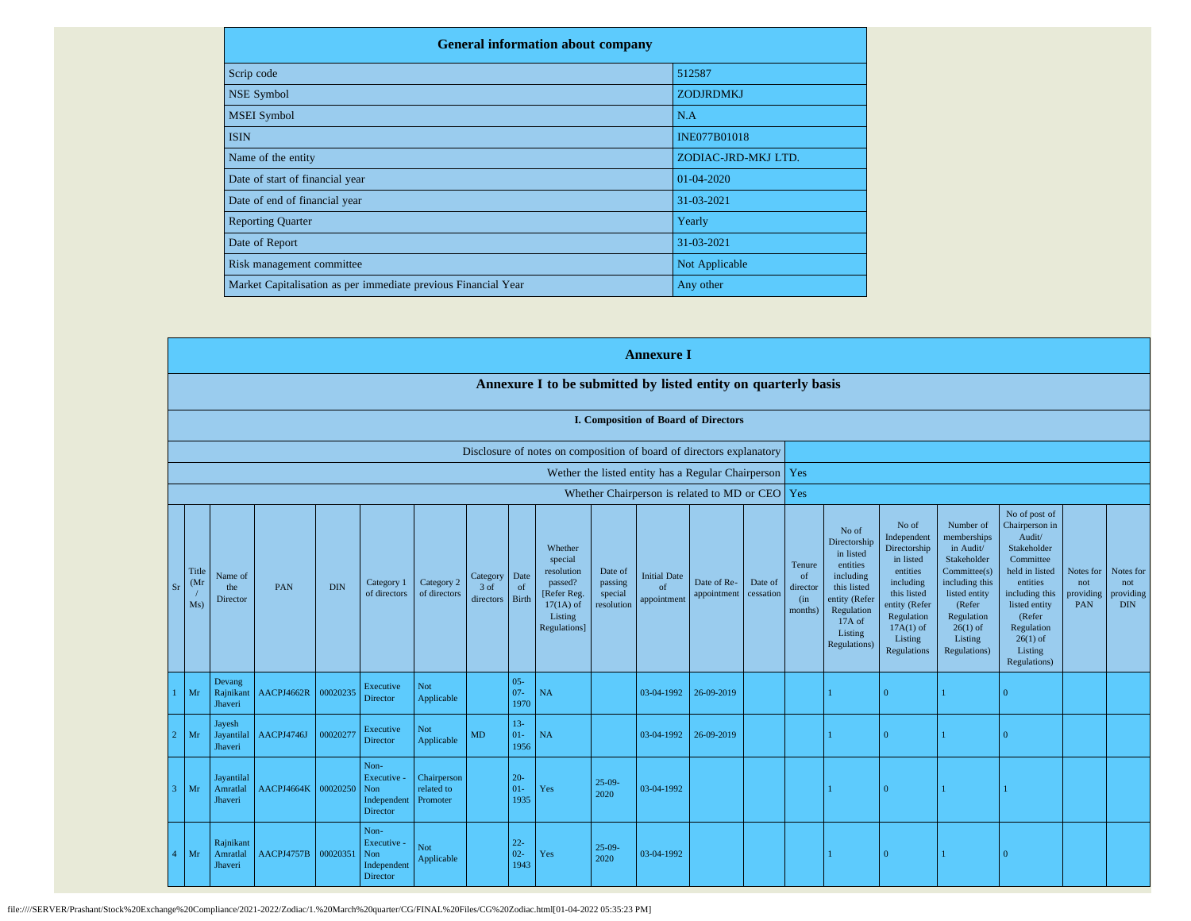| General information about company | |
|---|---|
| Scrip code | 512587 |
| NSE Symbol | ZODJRDMKJ |
| MSEI Symbol | N.A |
| ISIN | INE077B01018 |
| Name of the entity | ZODIAC-JRD-MKJ LTD. |
| Date of start of financial year | 01-04-2020 |
| Date of end of financial year | 31-03-2021 |
| Reporting Quarter | Yearly |
| Date of Report | 31-03-2021 |
| Risk management committee | Not Applicable |
| Market Capitalisation as per immediate previous Financial Year | Any other |

## Annexure I

### Annexure I to be submitted by listed entity on quarterly basis

#### I. Composition of Board of Directors

| | |
|---|---|
| Disclosure of notes on composition of board of directors explanatory | |
| Wether the listed entity has a Regular Chairperson | Yes |
| Whether Chairperson is related to MD or CEO | Yes |

| Sr | Title (Mr / Ms) | Name of the Director | PAN | DIN | Category 1 of directors | Category 2 of directors | Category 3 of directors | Date of Birth | Whether special resolution passed? [Refer Reg. 17(1A) of Listing Regulations] | Date of passing special resolution | Initial Date of appointment | Date of Re-appointment | Date of cessation | Tenure of director (in months) | No of Directorship in listed entities including this listed entity (Refer Regulation 17A of Listing Regulations) | No of Independent Directorship in listed entities including this listed entity (Refer Regulation 17A(1) of Listing Regulations | Number of memberships in Audit/ Stakeholder Committee(s) including this listed entity (Refer Regulation 26(1) of Listing Regulations) | No of post of Chairperson in Audit/ Stakeholder Committee held in listed entities including this listed entity (Refer Regulation 26(1) of Listing Regulations) | Notes for not providing PAN | Notes for not providing DIN |
|---|---|---|---|---|---|---|---|---|---|---|---|---|---|---|---|---|---|---|---|---|
| 1 | Mr | Devang Rajnikant Jhaveri | AACPJ4662R | 00020235 | Executive Director | Not Applicable | | 05-07-1970 | NA | | 03-04-1992 | 26-09-2019 | | | 1 | 0 | 1 | 0 | | |
| 2 | Mr | Jayesh Jayantilal Jhaveri | AACPJ4746J | 00020277 | Executive Director | Not Applicable | MD | 13-01-1956 | NA | | 03-04-1992 | 26-09-2019 | | | 1 | 0 | 1 | 0 | | |
| 3 | Mr | Jayantilal Amratlal Jhaveri | AACPJ4664K | 00020250 | Non-Executive - Non Independent Director | Chairperson related to Promoter | | 20-01-1935 | Yes | 25-09-2020 | 03-04-1992 | | | | 1 | 0 | 1 | 1 | | |
| 4 | Mr | Rajnikant Amratlal Jhaveri | AACPJ4757B | 00020351 | Non-Executive - Non Independent Director | Not Applicable | | 22-02-1943 | Yes | 25-09-2020 | 03-04-1992 | | | | 1 | 0 | 1 | 0 | | |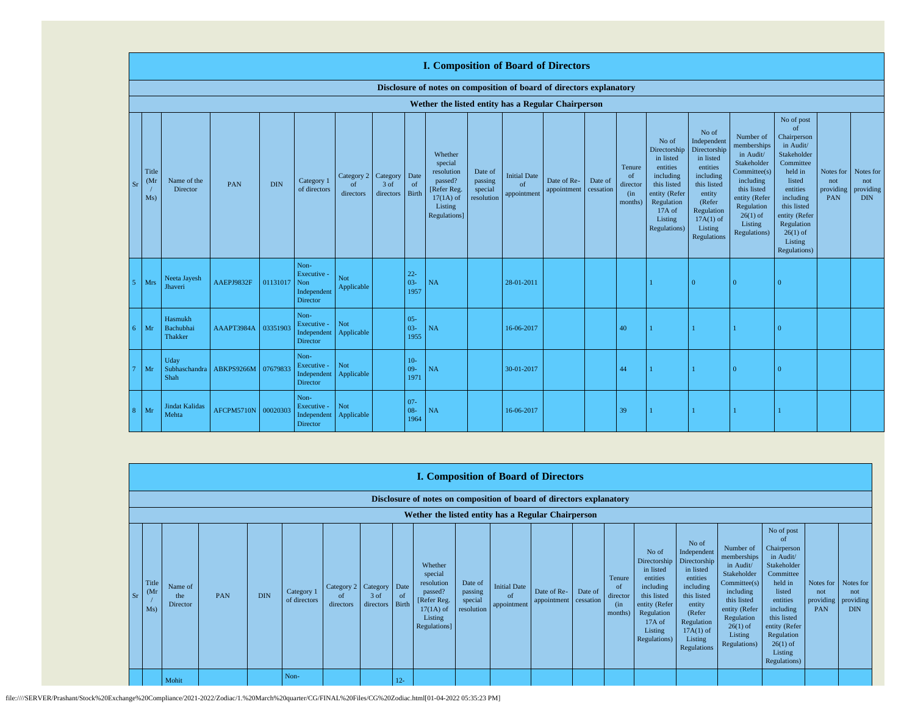## I. Composition of Board of Directors

**Disclosure of notes on composition of board of directors explanatory**

**Wether the listed entity has a Regular Chairperson**

| Sr | Title (Mr / Ms) | Name of the Director | PAN | DIN | Category 1 of directors | Category 2 of directors | Category 3 of directors | Date of Birth | Whether special resolution passed? [Refer Reg. 17(1A) of Listing Regulations] | Date of passing special resolution | Initial Date of appointment | Date of Re-appointment | Date of cessation | Tenure of director (in months) | No of Directorship in listed entities including this listed entity (Refer Regulation 17A of Listing Regulations) | No of Independent Directorship in listed entities including this listed entity (Refer Regulation 17A(1) of Listing Regulations | Number of memberships in Audit/ Stakeholder Committee(s) including this listed entity (Refer Regulation 26(1) of Listing Regulations) | No of post of Chairperson in Audit/ Stakeholder Committee held in listed entities including this listed entity (Refer Regulation 26(1) of Listing Regulations) | Notes for not providing PAN | Notes for not providing DIN |
|---|---|---|---|---|---|---|---|---|---|---|---|---|---|---|---|---|---|---|---|---|
| 5 | Mrs | Neeta Jayesh Jhaveri | AAEPJ9832F | 01131017 | Non-Executive - Non Independent Director | Not Applicable | | 22-03-1957 | NA | | 28-01-2011 | | | | 1 | 0 | 0 | 0 | | |
| 6 | Mr | Hasmukh Bachubhai Thakker | AAAPT3984A | 03351903 | Non-Executive - Independent Director | Not Applicable | | 05-03-1955 | NA | | 16-06-2017 | | | 40 | 1 | 1 | 1 | 0 | | |
| 7 | Mr | Uday Subhaschandra Shah | ABKPS9266M | 07679833 | Non-Executive - Independent Director | Not Applicable | | 10-09-1971 | NA | | 30-01-2017 | | | 44 | 1 | 1 | 0 | 0 | | |
| 8 | Mr | Jindat Kalidas Mehta | AFCPM5710N | 00020303 | Non-Executive - Independent Director | Not Applicable | | 07-08-1964 | NA | | 16-06-2017 | | | 39 | 1 | 1 | 1 | 1 | | |

## I. Composition of Board of Directors

**Disclosure of notes on composition of board of directors explanatory**

**Wether the listed entity has a Regular Chairperson**

| Sr | Title (Mr / Ms) | Name of the Director | PAN | DIN | Category 1 of directors | Category 2 of directors | Category 3 of directors | Date of Birth | Whether special resolution passed? [Refer Reg. 17(1A) of Listing Regulations] | Date of passing special resolution | Initial Date of appointment | Date of Re-appointment | Date of cessation | Tenure of director (in months) | No of Directorship in listed entities including this listed entity (Refer Regulation 17A of Listing Regulations) | No of Independent Directorship in listed entities including this listed entity (Refer Regulation 17A(1) of Listing Regulations | Number of memberships in Audit/ Stakeholder Committee(s) including this listed entity (Refer Regulation 26(1) of Listing Regulations) | No of post of Chairperson in Audit/ Stakeholder Committee held in listed entities including this listed entity (Refer Regulation 26(1) of Listing Regulations) | Notes for not providing PAN | Notes for not providing DIN |
|---|---|---|---|---|---|---|---|---|---|---|---|---|---|---|---|---|---|---|---|---|
| | | Mohit | | | Non- | | | 12- | | | | | | | | | | | | |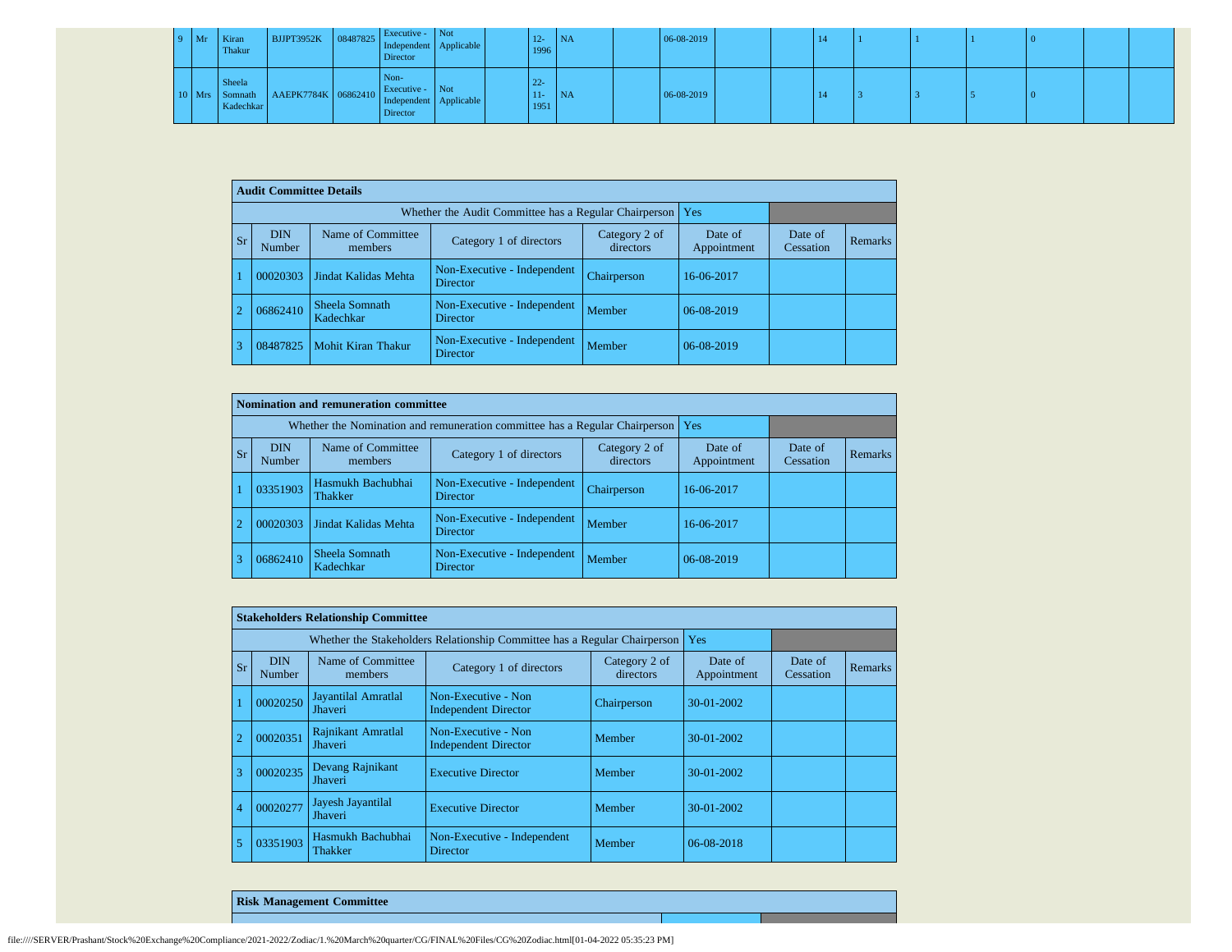| 9 | Mr | Kiran Thakur | BJJPT3952K | 08487825 | Executive - Independent Director | Not Applicable | | 12-1996 | NA | | 06-08-2019 | | | 14 | 1 | 1 | 1 | 0 | | |
|---|---|---|---|---|---|---|---|---|---|---|---|---|---|---|---|---|---|---|---|---|
| 10 | Mrs | Sheela Somnath Kadechkar | AAEPK7784K | 06862410 | Non-Executive - Independent Director | Not Applicable | | 22-11-1951 | NA | | 06-08-2019 | | | 14 | 3 | 3 | 5 | 0 | | |

| Audit Committee Details | | | | | | | |
|---|---|---|---|---|---|---|---|
| Whether the Audit Committee has a Regular Chairperson | | | | | Yes | | |
| Sr | DIN Number | Name of Committee members | Category 1 of directors | Category 2 of directors | Date of Appointment | Date of Cessation | Remarks |
| 1 | 00020303 | Jindat Kalidas Mehta | Non-Executive - Independent Director | Chairperson | 16-06-2017 | | |
| 2 | 06862410 | Sheela Somnath Kadechkar | Non-Executive - Independent Director | Member | 06-08-2019 | | |
| 3 | 08487825 | Mohit Kiran Thakur | Non-Executive - Independent Director | Member | 06-08-2019 | | |

| Nomination and remuneration committee | | | | | | | |
|---|---|---|---|---|---|---|---|
| Whether the Nomination and remuneration committee has a Regular Chairperson | | | | | Yes | | |
| Sr | DIN Number | Name of Committee members | Category 1 of directors | Category 2 of directors | Date of Appointment | Date of Cessation | Remarks |
| 1 | 03351903 | Hasmukh Bachubhai Thakker | Non-Executive - Independent Director | Chairperson | 16-06-2017 | | |
| 2 | 00020303 | Jindat Kalidas Mehta | Non-Executive - Independent Director | Member | 16-06-2017 | | |
| 3 | 06862410 | Sheela Somnath Kadechkar | Non-Executive - Independent Director | Member | 06-08-2019 | | |

| Stakeholders Relationship Committee | | | | | | | |
|---|---|---|---|---|---|---|---|
| Whether the Stakeholders Relationship Committee has a Regular Chairperson | | | | | Yes | | |
| Sr | DIN Number | Name of Committee members | Category 1 of directors | Category 2 of directors | Date of Appointment | Date of Cessation | Remarks |
| 1 | 00020250 | Jayantilal Amratlal Jhaveri | Non-Executive - Non Independent Director | Chairperson | 30-01-2002 | | |
| 2 | 00020351 | Rajnikant Amratlal Jhaveri | Non-Executive - Non Independent Director | Member | 30-01-2002 | | |
| 3 | 00020235 | Devang Rajnikant Jhaveri | Executive Director | Member | 30-01-2002 | | |
| 4 | 00020277 | Jayesh Jayantilal Jhaveri | Executive Director | Member | 30-01-2002 | | |
| 5 | 03351903 | Hasmukh Bachubhai Thakker | Non-Executive - Independent Director | Member | 06-08-2018 | | |

| Risk Management Committee |
|---|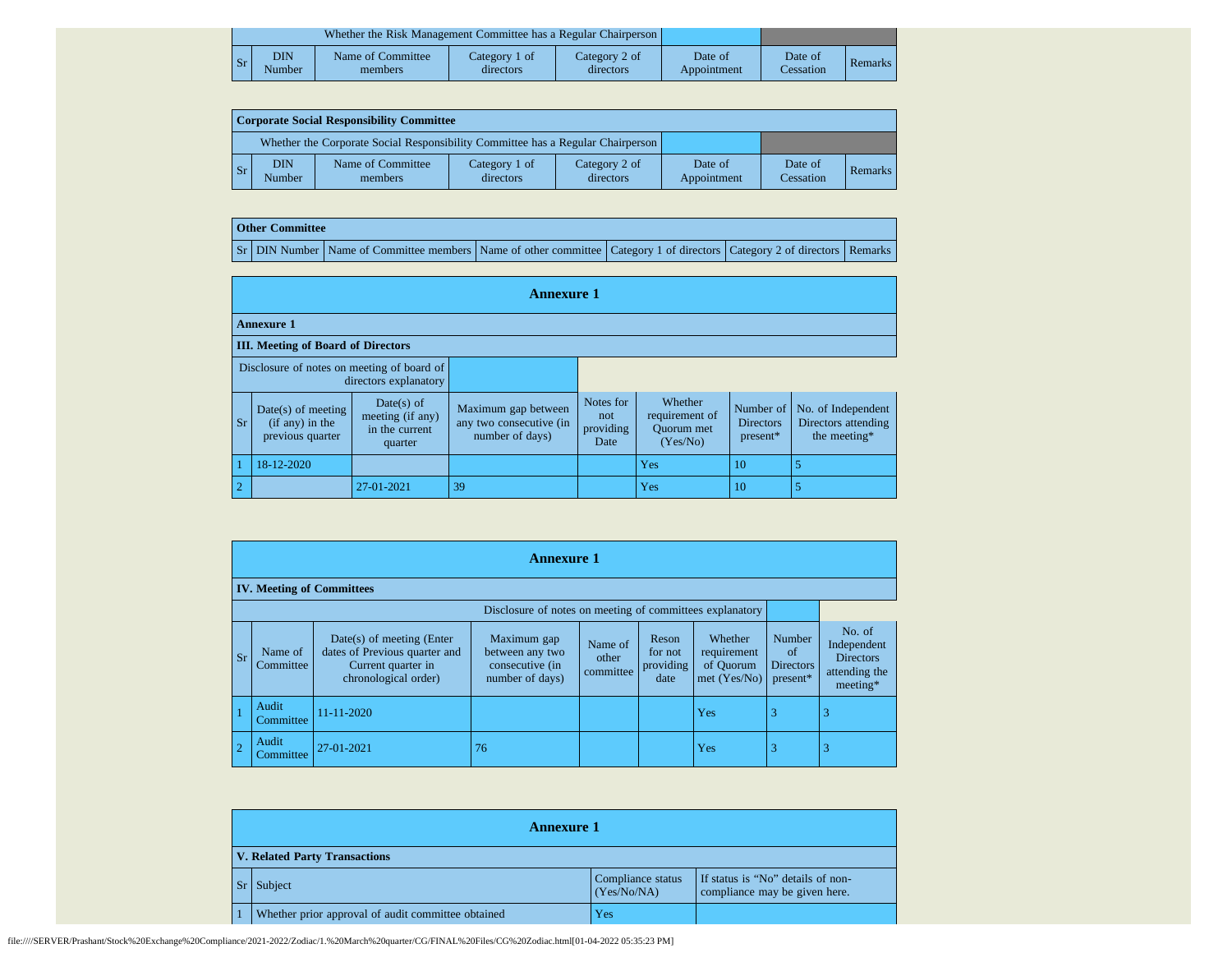| Whether the Risk Management Committee has a Regular Chairperson | | | | | | | |
|---|---|---|---|---|---|---|---|
| Sr | DIN Number | Name of Committee members | Category 1 of directors | Category 2 of directors | Date of Appointment | Date of Cessation | Remarks |

**Corporate Social Responsibility Committee**

| Whether the Corporate Social Responsibility Committee has a Regular Chairperson | | | | | | | |
|---|---|---|---|---|---|---|---|
| Sr | DIN Number | Name of Committee members | Category 1 of directors | Category 2 of directors | Date of Appointment | Date of Cessation | Remarks |

**Other Committee**

| Sr | DIN Number | Name of Committee members | Name of other committee | Category 1 of directors | Category 2 of directors | Remarks |
|---|---|---|---|---|---|---|

## Annexure 1

**Annexure 1**

**III. Meeting of Board of Directors**

Disclosure of notes on meeting of board of directors explanatory

| Sr | Date(s) of meeting (if any) in the previous quarter | Date(s) of meeting (if any) in the current quarter | Maximum gap between any two consecutive (in number of days) | Notes for not providing Date | Whether requirement of Quorum met (Yes/No) | Number of Directors present* | No. of Independent Directors attending the meeting* |
|---|---|---|---|---|---|---|---|
| 1 | 18-12-2020 | | | | Yes | 10 | 5 |
| 2 | | 27-01-2021 | 39 | | Yes | 10 | 5 |

## Annexure 1

**IV. Meeting of Committees**

Disclosure of notes on meeting of committees explanatory

| Sr | Name of Committee | Date(s) of meeting (Enter dates of Previous quarter and Current quarter in chronological order) | Maximum gap between any two consecutive (in number of days) | Name of other committee | Reson for not providing date | Whether requirement of Quorum met (Yes/No) | Number of Directors present* | No. of Independent Directors attending the meeting* |
|---|---|---|---|---|---|---|---|---|
| 1 | Audit Committee | 11-11-2020 | | | | Yes | 3 | 3 |
| 2 | Audit Committee | 27-01-2021 | 76 | | | Yes | 3 | 3 |

## Annexure 1

**V. Related Party Transactions**

| Sr | Subject | Compliance status (Yes/No/NA) | If status is "No" details of non-compliance may be given here. |
|---|---|---|---|
| 1 | Whether prior approval of audit committee obtained | Yes | |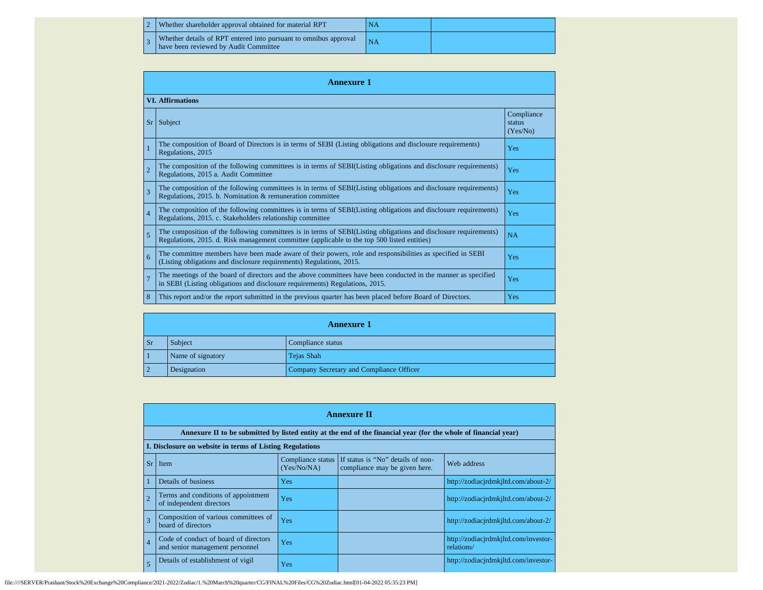| | | | |
|---|---|---|---|
| 2 | Whether shareholder approval obtained for material RPT | NA | |
| 3 | Whether details of RPT entered into pursuant to omnibus approval have been reviewed by Audit Committee | NA | |

**Annexure 1**

| **VI. Affirmations** | | |
|---|---|---|
| Sr | Subject | Compliance status (Yes/No) |
| 1 | The composition of Board of Directors is in terms of SEBI (Listing obligations and disclosure requirements) Regulations, 2015 | Yes |
| 2 | The composition of the following committees is in terms of SEBI(Listing obligations and disclosure requirements) Regulations, 2015 a. Audit Committee | Yes |
| 3 | The composition of the following committees is in terms of SEBI(Listing obligations and disclosure requirements) Regulations, 2015. b. Nomination & remuneration committee | Yes |
| 4 | The composition of the following committees is in terms of SEBI(Listing obligations and disclosure requirements) Regulations, 2015. c. Stakeholders relationship committee | Yes |
| 5 | The composition of the following committees is in terms of SEBI(Listing obligations and disclosure requirements) Regulations, 2015. d. Risk management committee (applicable to the top 500 listed entities) | NA |
| 6 | The committee members have been made aware of their powers, role and responsibilities as specified in SEBI (Listing obligations and disclosure requirements) Regulations, 2015. | Yes |
| 7 | The meetings of the board of directors and the above committees have been conducted in the manner as specified in SEBI (Listing obligations and disclosure requirements) Regulations, 2015. | Yes |
| 8 | This report and/or the report submitted in the previous quarter has been placed before Board of Directors. | Yes |

**Annexure 1**

| Sr | Subject | Compliance status |
|---|---|---|
| 1 | Name of signatory | Tejas Shah |
| 2 | Designation | Company Secretary and Compliance Officer |

**Annexure II**

**Annexure II to be submitted by listed entity at the end of the financial year (for the whole of financial year)**

| **I. Disclosure on website in terms of Listing Regulations** | | | | |
|---|---|---|---|---|
| Sr | Item | Compliance status (Yes/No/NA) | If status is “No” details of non-compliance may be given here. | Web address |
| 1 | Details of business | Yes | | http://zodiacjrdmkjltd.com/about-2/ |
| 2 | Terms and conditions of appointment of independent directors | Yes | | http://zodiacjrdmkjltd.com/about-2/ |
| 3 | Composition of various committees of board of directors | Yes | | http://zodiacjrdmkjltd.com/about-2/ |
| 4 | Code of conduct of board of directors and senior management personnel | Yes | | http://zodiacjrdmkjltd.com/investor-relations/ |
| 5 | Details of establishment of vigil | Yes | | http://zodiacjrdmkjltd.com/investor- |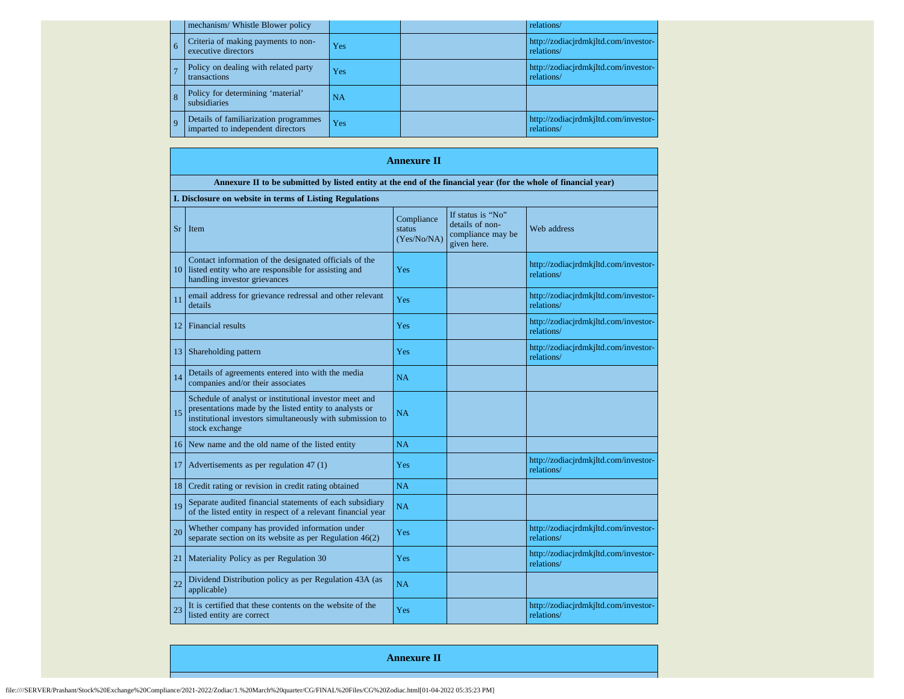| | mechanism/ Whistle Blower policy | | | relations/ |
|---|---|---|---|---|
| 6 | Criteria of making payments to non-executive directors | Yes | | http://zodiacjrdmkjltd.com/investor-relations/ |
| 7 | Policy on dealing with related party transactions | Yes | | http://zodiacjrdmkjltd.com/investor-relations/ |
| 8 | Policy for determining 'material' subsidiaries | NA | | |
| 9 | Details of familiarization programmes imparted to independent directors | Yes | | http://zodiacjrdmkjltd.com/investor-relations/ |

## Annexure II

**Annexure II to be submitted by listed entity at the end of the financial year (for the whole of financial year)**

**I. Disclosure on website in terms of Listing Regulations**

| Sr | Item | Compliance status (Yes/No/NA) | If status is "No" details of non-compliance may be given here. | Web address |
|---|---|---|---|---|
| 10 | Contact information of the designated officials of the listed entity who are responsible for assisting and handling investor grievances | Yes | | http://zodiacjrdmkjltd.com/investor-relations/ |
| 11 | email address for grievance redressal and other relevant details | Yes | | http://zodiacjrdmkjltd.com/investor-relations/ |
| 12 | Financial results | Yes | | http://zodiacjrdmkjltd.com/investor-relations/ |
| 13 | Shareholding pattern | Yes | | http://zodiacjrdmkjltd.com/investor-relations/ |
| 14 | Details of agreements entered into with the media companies and/or their associates | NA | | |
| 15 | Schedule of analyst or institutional investor meet and presentations made by the listed entity to analysts or institutional investors simultaneously with submission to stock exchange | NA | | |
| 16 | New name and the old name of the listed entity | NA | | |
| 17 | Advertisements as per regulation 47 (1) | Yes | | http://zodiacjrdmkjltd.com/investor-relations/ |
| 18 | Credit rating or revision in credit rating obtained | NA | | |
| 19 | Separate audited financial statements of each subsidiary of the listed entity in respect of a relevant financial year | NA | | |
| 20 | Whether company has provided information under separate section on its website as per Regulation 46(2) | Yes | | http://zodiacjrdmkjltd.com/investor-relations/ |
| 21 | Materiality Policy as per Regulation 30 | Yes | | http://zodiacjrdmkjltd.com/investor-relations/ |
| 22 | Dividend Distribution policy as per Regulation 43A (as applicable) | NA | | |
| 23 | It is certified that these contents on the website of the listed entity are correct | Yes | | http://zodiacjrdmkjltd.com/investor-relations/ |

## Annexure II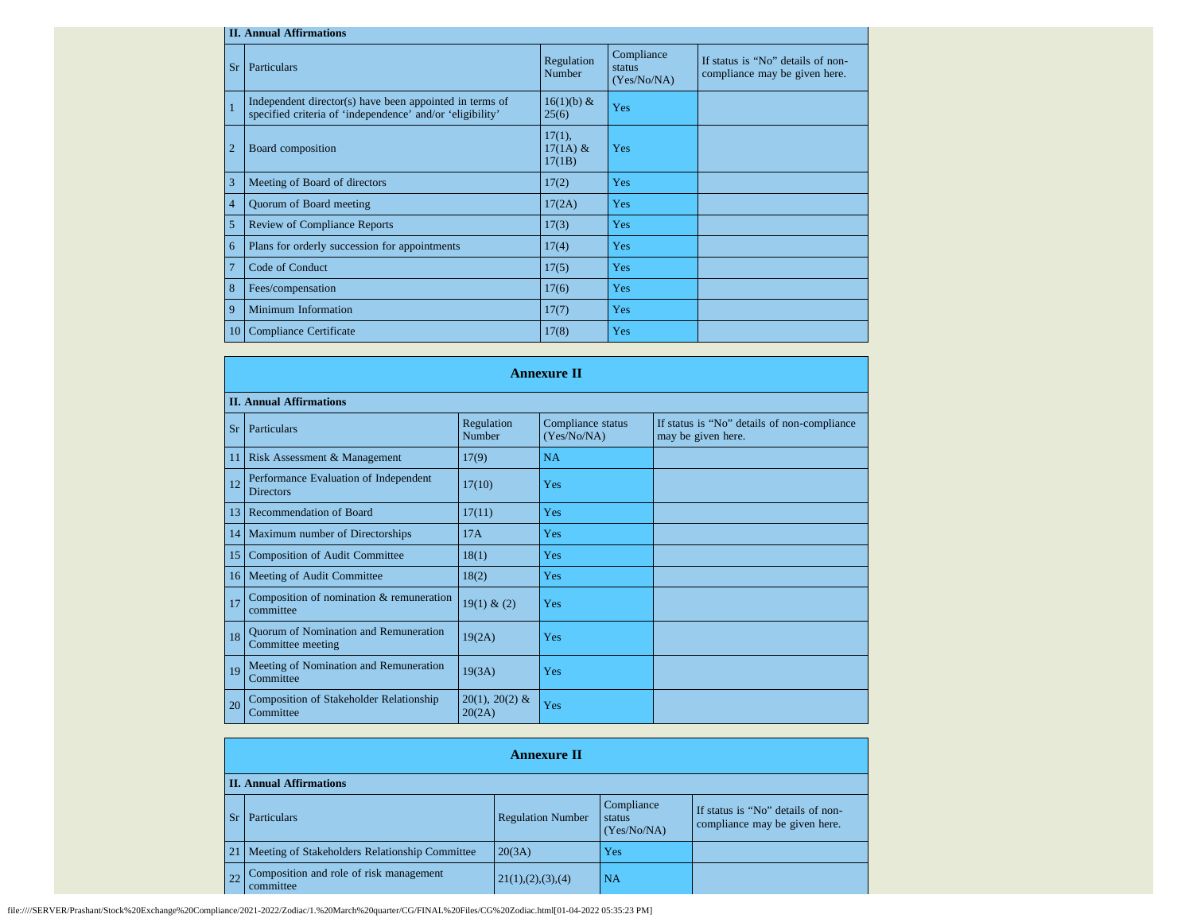**II. Annual Affirmations**

| Sr | Particulars | Regulation Number | Compliance status (Yes/No/NA) | If status is “No” details of non-compliance may be given here. |
|---|---|---|---|---|
| 1 | Independent director(s) have been appointed in terms of specified criteria of ‘independence’ and/or ‘eligibility’ | 16(1)(b) & 25(6) | Yes | |
| 2 | Board composition | 17(1), 17(1A) & 17(1B) | Yes | |
| 3 | Meeting of Board of directors | 17(2) | Yes | |
| 4 | Quorum of Board meeting | 17(2A) | Yes | |
| 5 | Review of Compliance Reports | 17(3) | Yes | |
| 6 | Plans for orderly succession for appointments | 17(4) | Yes | |
| 7 | Code of Conduct | 17(5) | Yes | |
| 8 | Fees/compensation | 17(6) | Yes | |
| 9 | Minimum Information | 17(7) | Yes | |
| 10 | Compliance Certificate | 17(8) | Yes | |

## Annexure II

**II. Annual Affirmations**

| Sr | Particulars | Regulation Number | Compliance status (Yes/No/NA) | If status is “No” details of non-compliance may be given here. |
|---|---|---|---|---|
| 11 | Risk Assessment & Management | 17(9) | NA | |
| 12 | Performance Evaluation of Independent Directors | 17(10) | Yes | |
| 13 | Recommendation of Board | 17(11) | Yes | |
| 14 | Maximum number of Directorships | 17A | Yes | |
| 15 | Composition of Audit Committee | 18(1) | Yes | |
| 16 | Meeting of Audit Committee | 18(2) | Yes | |
| 17 | Composition of nomination & remuneration committee | 19(1) & (2) | Yes | |
| 18 | Quorum of Nomination and Remuneration Committee meeting | 19(2A) | Yes | |
| 19 | Meeting of Nomination and Remuneration Committee | 19(3A) | Yes | |
| 20 | Composition of Stakeholder Relationship Committee | 20(1), 20(2) & 20(2A) | Yes | |

## Annexure II

**II. Annual Affirmations**

| Sr | Particulars | Regulation Number | Compliance status (Yes/No/NA) | If status is “No” details of non-compliance may be given here. |
|---|---|---|---|---|
| 21 | Meeting of Stakeholders Relationship Committee | 20(3A) | Yes | |
| 22 | Composition and role of risk management committee | 21(1),(2),(3),(4) | NA | |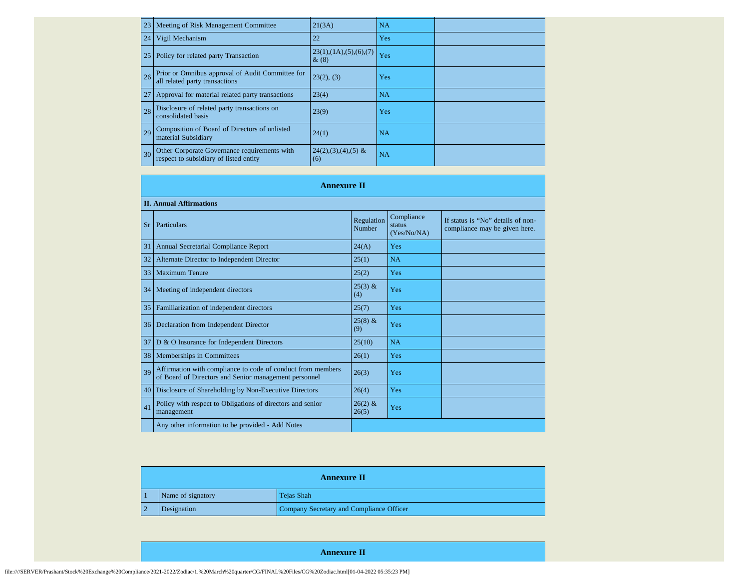| | | | | |
|---|---|---|---|---|
| 23 | Meeting of Risk Management Committee | 21(3A) | NA | |
| 24 | Vigil Mechanism | 22 | Yes | |
| 25 | Policy for related party Transaction | 23(1),(1A),(5),(6),(7) & (8) | Yes | |
| 26 | Prior or Omnibus approval of Audit Committee for all related party transactions | 23(2), (3) | Yes | |
| 27 | Approval for material related party transactions | 23(4) | NA | |
| 28 | Disclosure of related party transactions on consolidated basis | 23(9) | Yes | |
| 29 | Composition of Board of Directors of unlisted material Subsidiary | 24(1) | NA | |
| 30 | Other Corporate Governance requirements with respect to subsidiary of listed entity | 24(2),(3),(4),(5) & (6) | NA | |

## Annexure II

**II. Annual Affirmations**

| Sr | Particulars | Regulation Number | Compliance status (Yes/No/NA) | If status is "No" details of non-compliance may be given here. |
|---|---|---|---|---|
| 31 | Annual Secretarial Compliance Report | 24(A) | Yes | |
| 32 | Alternate Director to Independent Director | 25(1) | NA | |
| 33 | Maximum Tenure | 25(2) | Yes | |
| 34 | Meeting of independent directors | 25(3) & (4) | Yes | |
| 35 | Familiarization of independent directors | 25(7) | Yes | |
| 36 | Declaration from Independent Director | 25(8) & (9) | Yes | |
| 37 | D & O Insurance for Independent Directors | 25(10) | NA | |
| 38 | Memberships in Committees | 26(1) | Yes | |
| 39 | Affirmation with compliance to code of conduct from members of Board of Directors and Senior management personnel | 26(3) | Yes | |
| 40 | Disclosure of Shareholding by Non-Executive Directors | 26(4) | Yes | |
| 41 | Policy with respect to Obligations of directors and senior management | 26(2) & 26(5) | Yes | |
| | Any other information to be provided - Add Notes | | | |

## Annexure II

| | | |
|---|---|---|
| 1 | Name of signatory | Tejas Shah |
| 2 | Designation | Company Secretary and Compliance Officer |

## Annexure II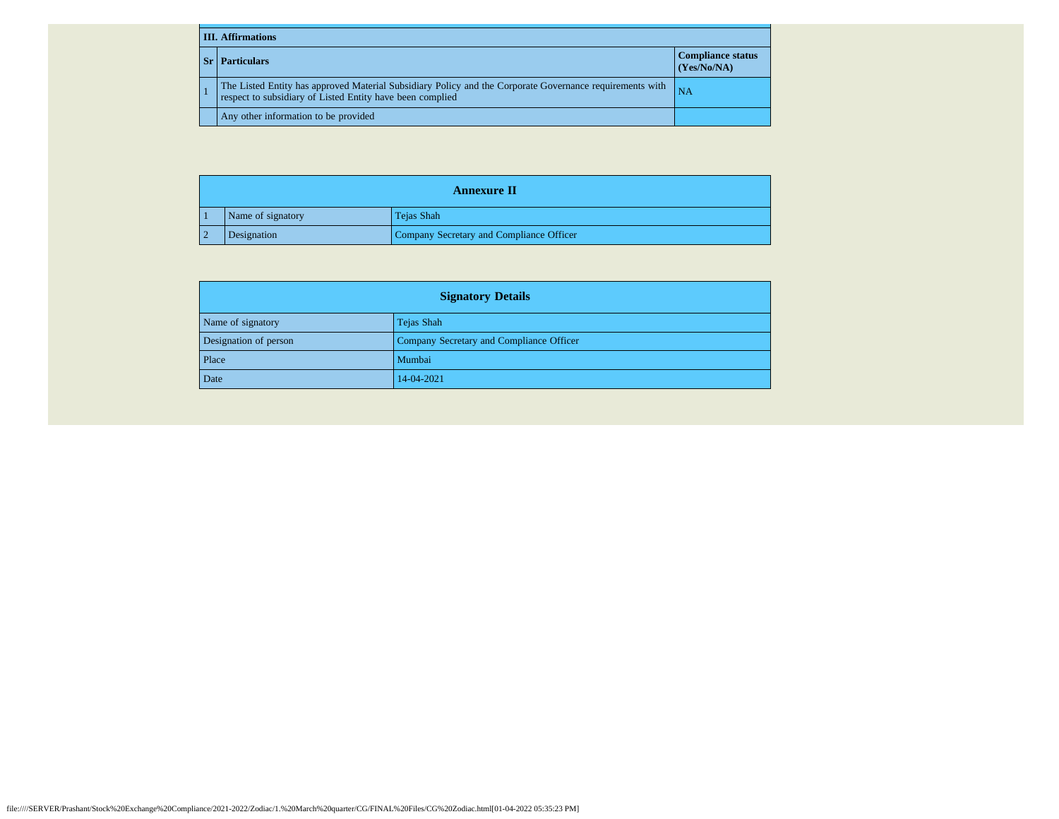| III. Affirmations | | |
|---|---|---|
| **Sr** | **Particulars** | **Compliance status (Yes/No/NA)** |
| 1 | The Listed Entity has approved Material Subsidiary Policy and the Corporate Governance requirements with respect to subsidiary of Listed Entity have been complied | NA |
| | Any other information to be provided | |

| Annexure II | | |
|---|---|---|
| 1 | Name of signatory | Tejas Shah |
| 2 | Designation | Company Secretary and Compliance Officer |

| Signatory Details | |
|---|---|
| Name of signatory | Tejas Shah |
| Designation of person | Company Secretary and Compliance Officer |
| Place | Mumbai |
| Date | 14-04-2021 |